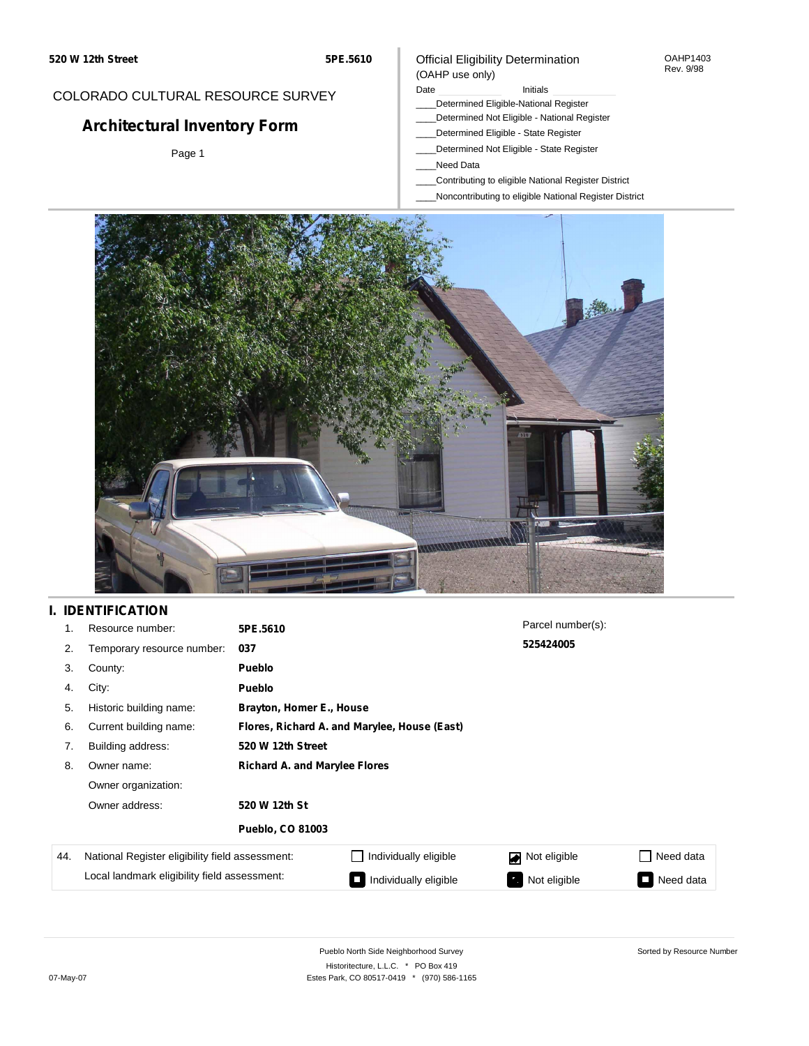**520 W 12th Street** **5PE.5610**

COLORADO CULTURAL RESOURCE SURVEY

# Architectural Inventory Form

Page 1

Official Eligibility Determination
(OAHP use only)

OAHP1403
Rev. 9/98

Date ____________ Initials ____________

____Determined Eligible-National Register
____Determined Not Eligible - National Register
____Determined Eligible - State Register
____Determined Not Eligible - State Register
____Need Data
____Contributing to eligible National Register District
____Noncontributing to eligible National Register District

## I. IDENTIFICATION

| | | |
|---|---|---|
| 1. | Resource number: | **5PE.5610** |
| 2. | Temporary resource number: | **037** |
| 3. | County: | **Pueblo** |
| 4. | City: | **Pueblo** |
| 5. | Historic building name: | **Brayton, Homer E., House** |
| 6. | Current building name: | **Flores, Richard A. and Marylee, House (East)** |
| 7. | Building address: | **520 W 12th Street** |
| 8. | Owner name: | **Richard A. and Marylee Flores** |
| | Owner organization: | |
| | Owner address: | **520 W 12th St** |
| | | **Pueblo, CO 81003** |

Parcel number(s):
**525424005**

| 44. | | | | |
|---|---|---|---|---|
| National Register eligibility field assessment: | ☐ Individually eligible | ☑ Not eligible | ☐ Need data |
| Local landmark eligibility field assessment: | ☐ Individually eligible | ☑ Not eligible | ☐ Need data |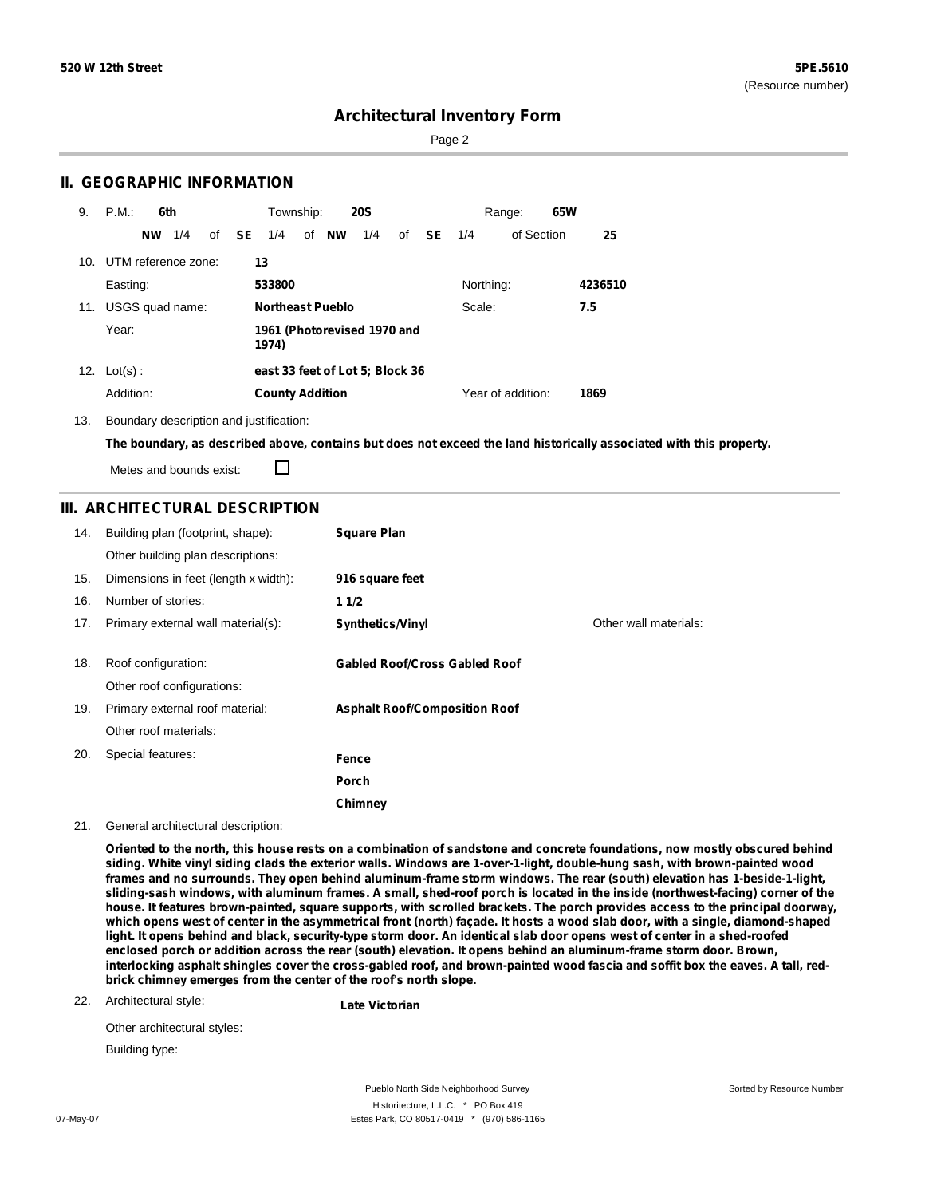# Architectural Inventory Form

## II. GEOGRAPHIC INFORMATION

9. P.M.: **6th** Township: **20S** Range: **65W**

**NW** 1/4 of **SE** 1/4 of **NW** 1/4 of **SE** 1/4 of Section **25**

10. UTM reference zone: **13**

Easting: **533800** Northing: **4236510**

11. USGS quad name: **Northeast Pueblo** Scale: **7.5**

Year: **1961 (Photorevised 1970 and 1974)**

12. Lot(s): **east 33 feet of Lot 5; Block 36**

Addition: **County Addition** Year of addition: **1869**

13. Boundary description and justification:

**The boundary, as described above, contains but does not exceed the land historically associated with this property.**

Metes and bounds exist: ☐

## III. ARCHITECTURAL DESCRIPTION

14. Building plan (footprint, shape): **Square Plan**

Other building plan descriptions:

15. Dimensions in feet (length x width): **916 square feet**

16. Number of stories: **1 1/2**

17. Primary external wall material(s): **Synthetics/Vinyl** Other wall materials:

18. Roof configuration: **Gabled Roof/Cross Gabled Roof**

Other roof configurations:

19. Primary external roof material: **Asphalt Roof/Composition Roof**

Other roof materials:

20. Special features: **Fence**

**Porch**

**Chimney**

21. General architectural description:

**Oriented to the north, this house rests on a combination of sandstone and concrete foundations, now mostly obscured behind siding. White vinyl siding clads the exterior walls. Windows are 1-over-1-light, double-hung sash, with brown-painted wood frames and no surrounds. They open behind aluminum-frame storm windows. The rear (south) elevation has 1-beside-1-light, sliding-sash windows, with aluminum frames. A small, shed-roof porch is located in the inside (northwest-facing) corner of the house. It features brown-painted, square supports, with scrolled brackets. The porch provides access to the principal doorway, which opens west of center in the asymmetrical front (north) façade. It hosts a wood slab door, with a single, diamond-shaped light. It opens behind and black, security-type storm door. An identical slab door opens west of center in a shed-roofed enclosed porch or addition across the rear (south) elevation. It opens behind an aluminum-frame storm door. Brown, interlocking asphalt shingles cover the cross-gabled roof, and brown-painted wood fascia and soffit box the eaves. A tall, red-brick chimney emerges from the center of the roof's north slope.**

22. Architectural style: **Late Victorian**

Other architectural styles:

Building type: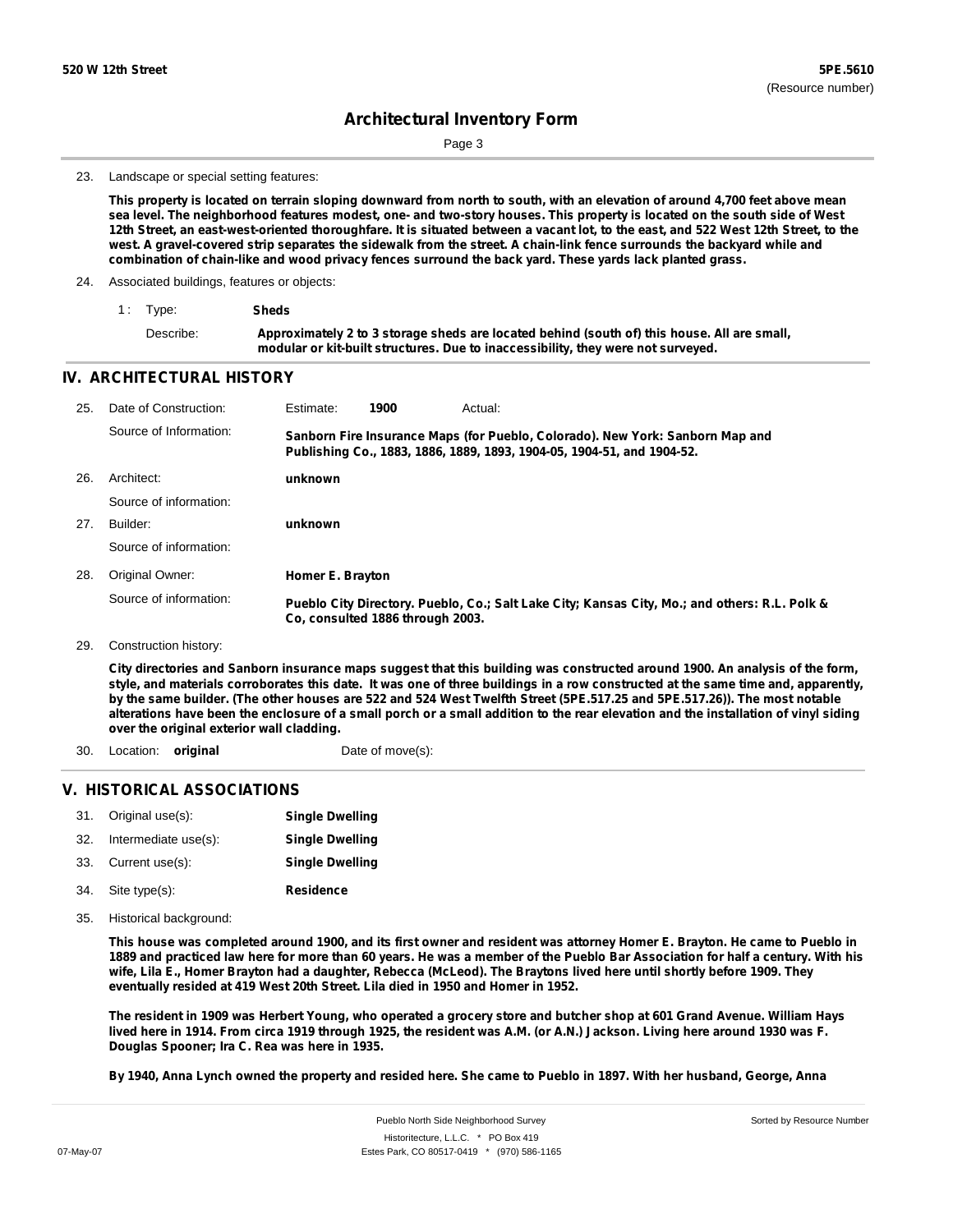# Architectural Inventory Form

23. Landscape or special setting features:

**This property is located on terrain sloping downward from north to south, with an elevation of around 4,700 feet above mean sea level. The neighborhood features modest, one- and two-story houses. This property is located on the south side of West 12th Street, an east-west-oriented thoroughfare. It is situated between a vacant lot, to the east, and 522 West 12th Street, to the west. A gravel-covered strip separates the sidewalk from the street. A chain-link fence surrounds the backyard while and combination of chain-like and wood privacy fences surround the back yard. These yards lack planted grass.**

24. Associated buildings, features or objects:

1 : Type: **Sheds**

Describe: **Approximately 2 to 3 storage sheds are located behind (south of) this house. All are small, modular or kit-built structures. Due to inaccessibility, they were not surveyed.**

## IV. ARCHITECTURAL HISTORY

25. Date of Construction: Estimate: **1900** Actual:

Source of Information: **Sanborn Fire Insurance Maps (for Pueblo, Colorado). New York: Sanborn Map and Publishing Co., 1883, 1886, 1889, 1893, 1904-05, 1904-51, and 1904-52.**

26. Architect: **unknown**

Source of information:

27. Builder: **unknown**

Source of information:

28. Original Owner: **Homer E. Brayton**

Source of information: **Pueblo City Directory. Pueblo, Co.; Salt Lake City; Kansas City, Mo.; and others: R.L. Polk & Co, consulted 1886 through 2003.**

29. Construction history:

**City directories and Sanborn insurance maps suggest that this building was constructed around 1900. An analysis of the form, style, and materials corroborates this date. It was one of three buildings in a row constructed at the same time and, apparently, by the same builder. (The other houses are 522 and 524 West Twelfth Street (5PE.517.25 and 5PE.517.26)). The most notable alterations have been the enclosure of a small porch or a small addition to the rear elevation and the installation of vinyl siding over the original exterior wall cladding.**

30. Location: **original** Date of move(s):

## V. HISTORICAL ASSOCIATIONS

31. Original use(s): **Single Dwelling**
32. Intermediate use(s): **Single Dwelling**
33. Current use(s): **Single Dwelling**
34. Site type(s): **Residence**

35. Historical background:

**This house was completed around 1900, and its first owner and resident was attorney Homer E. Brayton. He came to Pueblo in 1889 and practiced law here for more than 60 years. He was a member of the Pueblo Bar Association for half a century. With his wife, Lila E., Homer Brayton had a daughter, Rebecca (McLeod). The Braytons lived here until shortly before 1909. They eventually resided at 419 West 20th Street. Lila died in 1950 and Homer in 1952.**

**The resident in 1909 was Herbert Young, who operated a grocery store and butcher shop at 601 Grand Avenue. William Hays lived here in 1914. From circa 1919 through 1925, the resident was A.M. (or A.N.) Jackson. Living here around 1930 was F. Douglas Spooner; Ira C. Rea was here in 1935.**

**By 1940, Anna Lynch owned the property and resided here. She came to Pueblo in 1897. With her husband, George, Anna**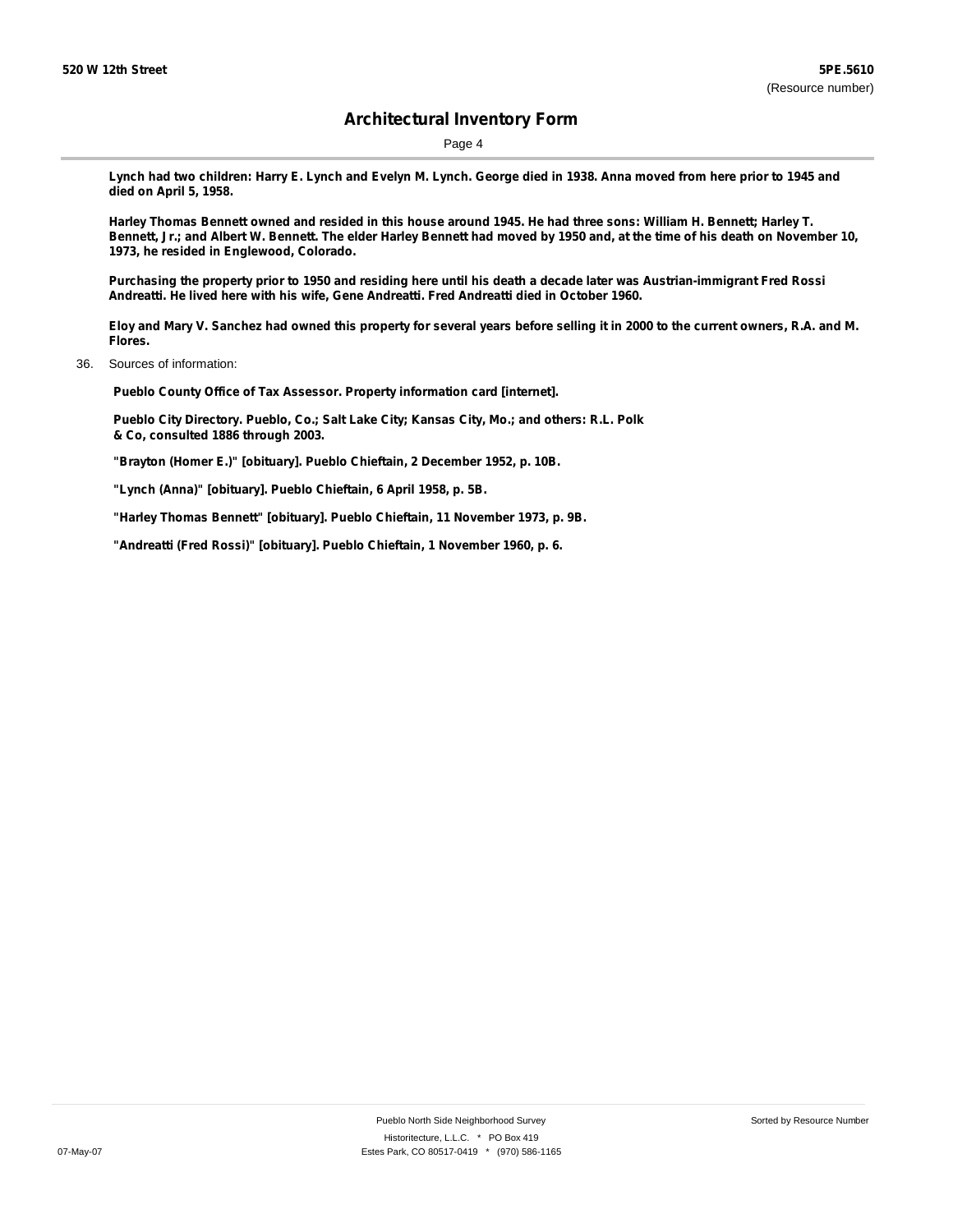**Lynch had two children: Harry E. Lynch and Evelyn M. Lynch. George died in 1938. Anna moved from here prior to 1945 and died on April 5, 1958.**

**Harley Thomas Bennett owned and resided in this house around 1945. He had three sons: William H. Bennett; Harley T. Bennett, Jr.; and Albert W. Bennett. The elder Harley Bennett had moved by 1950 and, at the time of his death on November 10, 1973, he resided in Englewood, Colorado.**

**Purchasing the property prior to 1950 and residing here until his death a decade later was Austrian-immigrant Fred Rossi Andreatti. He lived here with his wife, Gene Andreatti. Fred Andreatti died in October 1960.**

**Eloy and Mary V. Sanchez had owned this property for several years before selling it in 2000 to the current owners, R.A. and M. Flores.**

36. Sources of information:

**Pueblo County Office of Tax Assessor. Property information card [internet].**

**Pueblo City Directory. Pueblo, Co.; Salt Lake City; Kansas City, Mo.; and others: R.L. Polk & Co, consulted 1886 through 2003.**

**"Brayton (Homer E.)" [obituary]. Pueblo Chieftain, 2 December 1952, p. 10B.**

**"Lynch (Anna)" [obituary]. Pueblo Chieftain, 6 April 1958, p. 5B.**

**"Harley Thomas Bennett" [obituary]. Pueblo Chieftain, 11 November 1973, p. 9B.**

**"Andreatti (Fred Rossi)" [obituary]. Pueblo Chieftain, 1 November 1960, p. 6.**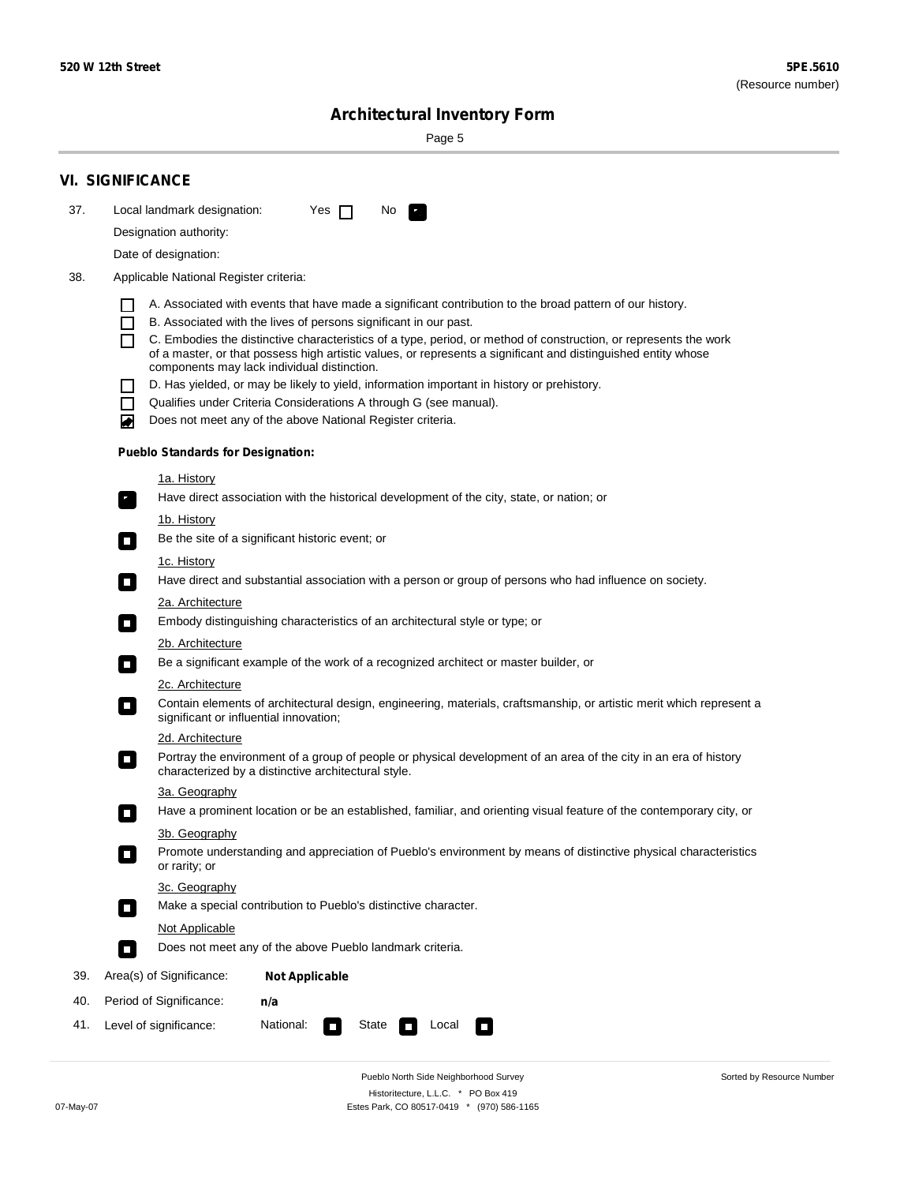**520 W 12th Street** | **5PE.5610** (Resource number)

## Architectural Inventory Form

## VI. SIGNIFICANCE

37. Local landmark designation: Yes ☐ No ☑

    Designation authority:

    Date of designation:

38. Applicable National Register criteria:

    ☐ A. Associated with events that have made a significant contribution to the broad pattern of our history.
    ☐ B. Associated with the lives of persons significant in our past.
    ☐ C. Embodies the distinctive characteristics of a type, period, or method of construction, or represents the work of a master, or that possess high artistic values, or represents a significant and distinguished entity whose components may lack individual distinction.
    ☐ D. Has yielded, or may be likely to yield, information important in history or prehistory.
    ☐ Qualifies under Criteria Considerations A through G (see manual).
    ☑ Does not meet any of the above National Register criteria.

    **Pueblo Standards for Designation:**

    1a. History
    ☑ Have direct association with the historical development of the city, state, or nation; or

    1b. History
    ☐ Be the site of a significant historic event; or

    1c. History
    ☐ Have direct and substantial association with a person or group of persons who had influence on society.

    2a. Architecture
    ☐ Embody distinguishing characteristics of an architectural style or type; or

    2b. Architecture
    ☐ Be a significant example of the work of a recognized architect or master builder, or

    2c. Architecture
    ☐ Contain elements of architectural design, engineering, materials, craftsmanship, or artistic merit which represent a significant or influential innovation;

    2d. Architecture
    ☐ Portray the environment of a group of people or physical development of an area of the city in an era of history characterized by a distinctive architectural style.

    3a. Geography
    ☐ Have a prominent location or be an established, familiar, and orienting visual feature of the contemporary city, or

    3b. Geography
    ☐ Promote understanding and appreciation of Pueblo's environment by means of distinctive physical characteristics or rarity; or

    3c. Geography
    ☐ Make a special contribution to Pueblo's distinctive character.

    Not Applicable
    ☐ Does not meet any of the above Pueblo landmark criteria.

39. Area(s) of Significance: **Not Applicable**

40. Period of Significance: **n/a**

41. Level of significance: National: ☐ State ☐ Local ☐

Pueblo North Side Neighborhood Survey
Historitecture, L.L.C. * PO Box 419
Estes Park, CO 80517-0419 * (970) 586-1165

07-May-07

Sorted by Resource Number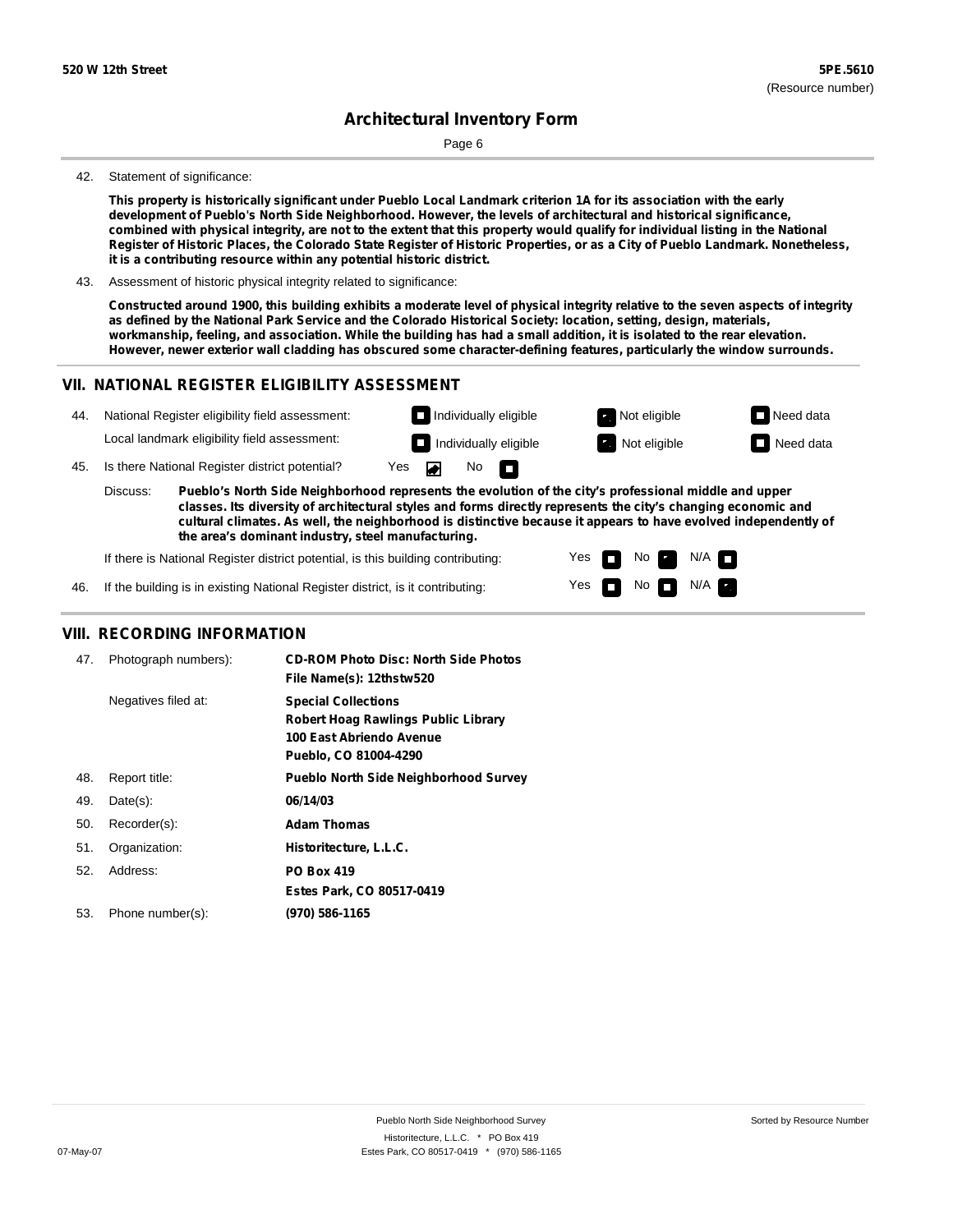**520 W 12th Street** **5PE.5610**
(Resource number)

# Architectural Inventory Form

42. Statement of significance:

**This property is historically significant under Pueblo Local Landmark criterion 1A for its association with the early development of Pueblo's North Side Neighborhood. However, the levels of architectural and historical significance, combined with physical integrity, are not to the extent that this property would qualify for individual listing in the National Register of Historic Places, the Colorado State Register of Historic Properties, or as a City of Pueblo Landmark. Nonetheless, it is a contributing resource within any potential historic district.**

43. Assessment of historic physical integrity related to significance:

**Constructed around 1900, this building exhibits a moderate level of physical integrity relative to the seven aspects of integrity as defined by the National Park Service and the Colorado Historical Society: location, setting, design, materials, workmanship, feeling, and association. While the building has had a small addition, it is isolated to the rear elevation. However, newer exterior wall cladding has obscured some character-defining features, particularly the window surrounds.**

## VII. NATIONAL REGISTER ELIGIBILITY ASSESSMENT

44. National Register eligibility field assessment: ☐ Individually eligible ☒ Not eligible ☐ Need data
Local landmark eligibility field assessment: ☐ Individually eligible ☒ Not eligible ☐ Need data

45. Is there National Register district potential? Yes ☒ No ☐

Discuss: **Pueblo's North Side Neighborhood represents the evolution of the city's professional middle and upper classes. Its diversity of architectural styles and forms directly represents the city's changing economic and cultural climates. As well, the neighborhood is distinctive because it appears to have evolved independently of the area's dominant industry, steel manufacturing.**

If there is National Register district potential, is this building contributing: Yes ☐ No ☒ N/A ☐

46. If the building is in existing National Register district, is it contributing: Yes ☐ No ☐ N/A ☒

## VIII. RECORDING INFORMATION

47. Photograph numbers): **CD-ROM Photo Disc: North Side Photos**
**File Name(s): 12thstw520**

Negatives filed at: **Special Collections**
**Robert Hoag Rawlings Public Library**
**100 East Abriendo Avenue**
**Pueblo, CO 81004-4290**

48. Report title: **Pueblo North Side Neighborhood Survey**

49. Date(s): **06/14/03**

50. Recorder(s): **Adam Thomas**

51. Organization: **Historitecture, L.L.C.**

52. Address: **PO Box 419**
**Estes Park, CO 80517-0419**

53. Phone number(s): **(970) 586-1165**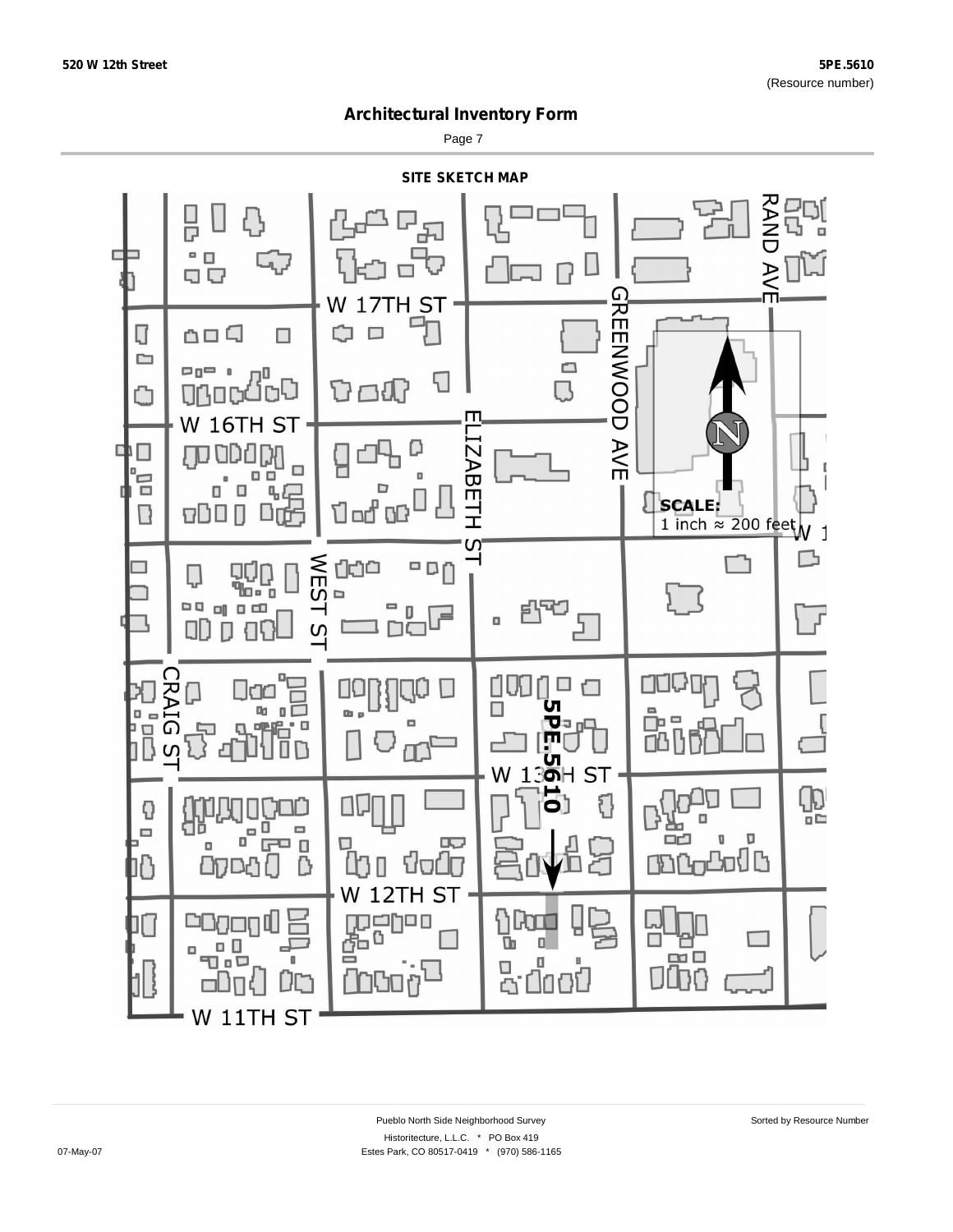520 W 12th Street

5PE.5610
(Resource number)

# Architectural Inventory Form

Page 7

## SITE SKETCH MAP

W 17TH ST

RAND AVE

GREENWOOD AVE

W 16TH ST

ELIZABETH ST

SCALE:
1 inch ≈ 200 feet

WEST ST

CRAIG ST

5PE.5610

W 13TH ST

W 12TH ST

W 11TH ST

Pueblo North Side Neighborhood Survey

Sorted by Resource Number

Historitecture, L.L.C. * PO Box 419

07-May-07

Estes Park, CO 80517-0419 * (970) 586-1165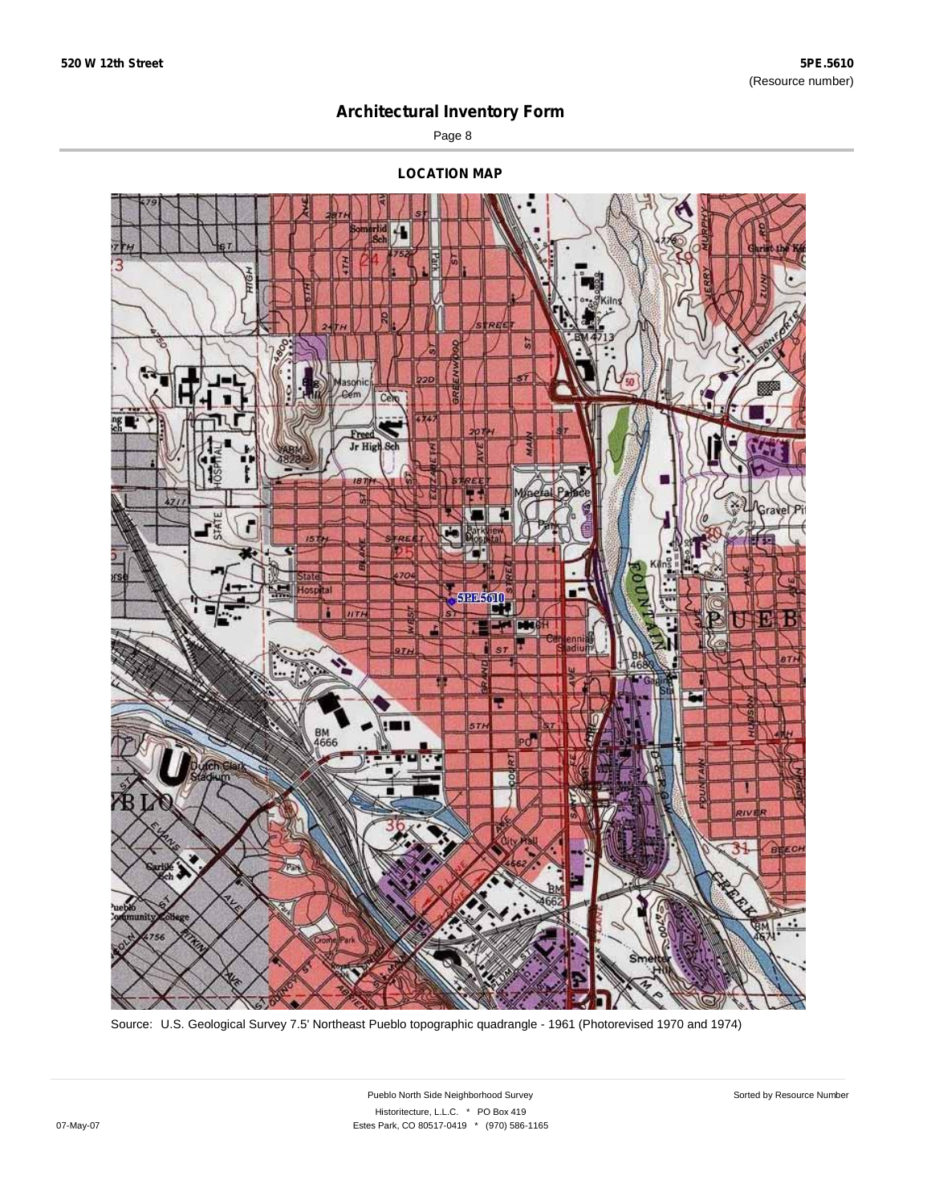## Architectural Inventory Form

### LOCATION MAP

Source: U.S. Geological Survey 7.5' Northeast Pueblo topographic quadrangle - 1961 (Photorevised 1970 and 1974)